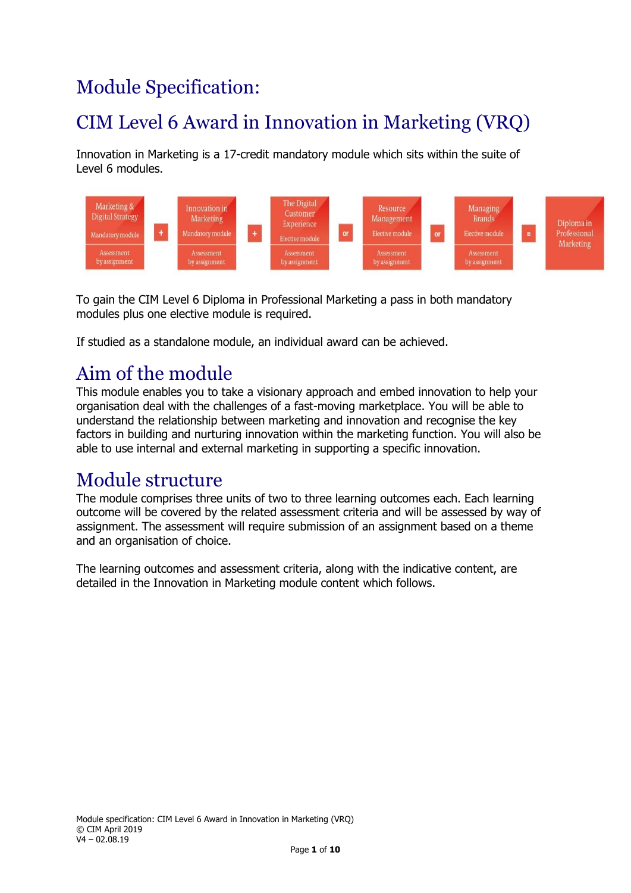# Module Specification:

# CIM Level 6 Award in Innovation in Marketing (VRQ)

Innovation in Marketing is a 17-credit mandatory module which sits within the suite of Level 6 modules.

| Marketing & Digital Strategy<br>Mandatory module<br>Assessment by assignment | + | Innovation in Marketing<br>Mandatory module<br>Assessment by assignment | + | The Digital Customer Experience<br>Elective module<br>Assessment by assignment | or | Resource Management<br>Elective module<br>Assessment by assignment | or | Managing Brands<br>Elective module<br>Assessment by assignment | = | Diploma in Professional Marketing |
|---|---|---|---|---|---|---|---|---|---|---|

To gain the CIM Level 6 Diploma in Professional Marketing a pass in both mandatory modules plus one elective module is required.

If studied as a standalone module, an individual award can be achieved.

## Aim of the module

This module enables you to take a visionary approach and embed innovation to help your organisation deal with the challenges of a fast-moving marketplace. You will be able to understand the relationship between marketing and innovation and recognise the key factors in building and nurturing innovation within the marketing function. You will also be able to use internal and external marketing in supporting a specific innovation.

## Module structure

The module comprises three units of two to three learning outcomes each. Each learning outcome will be covered by the related assessment criteria and will be assessed by way of assignment. The assessment will require submission of an assignment based on a theme and an organisation of choice.

The learning outcomes and assessment criteria, along with the indicative content, are detailed in the Innovation in Marketing module content which follows.

Module specification: CIM Level 6 Award in Innovation in Marketing (VRQ)
© CIM April 2019
V4 – 02.08.19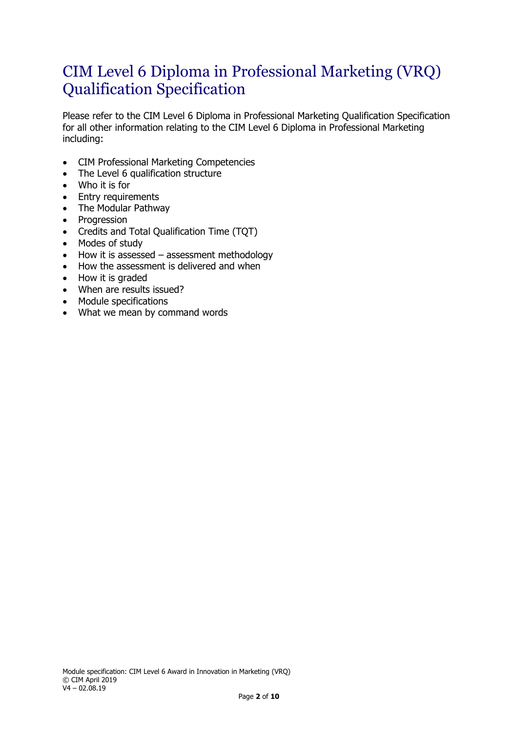# CIM Level 6 Diploma in Professional Marketing (VRQ) Qualification Specification

Please refer to the CIM Level 6 Diploma in Professional Marketing Qualification Specification for all other information relating to the CIM Level 6 Diploma in Professional Marketing including:

- CIM Professional Marketing Competencies
- The Level 6 qualification structure
- Who it is for
- Entry requirements
- The Modular Pathway
- Progression
- Credits and Total Qualification Time (TQT)
- Modes of study
- How it is assessed – assessment methodology
- How the assessment is delivered and when
- How it is graded
- When are results issued?
- Module specifications
- What we mean by command words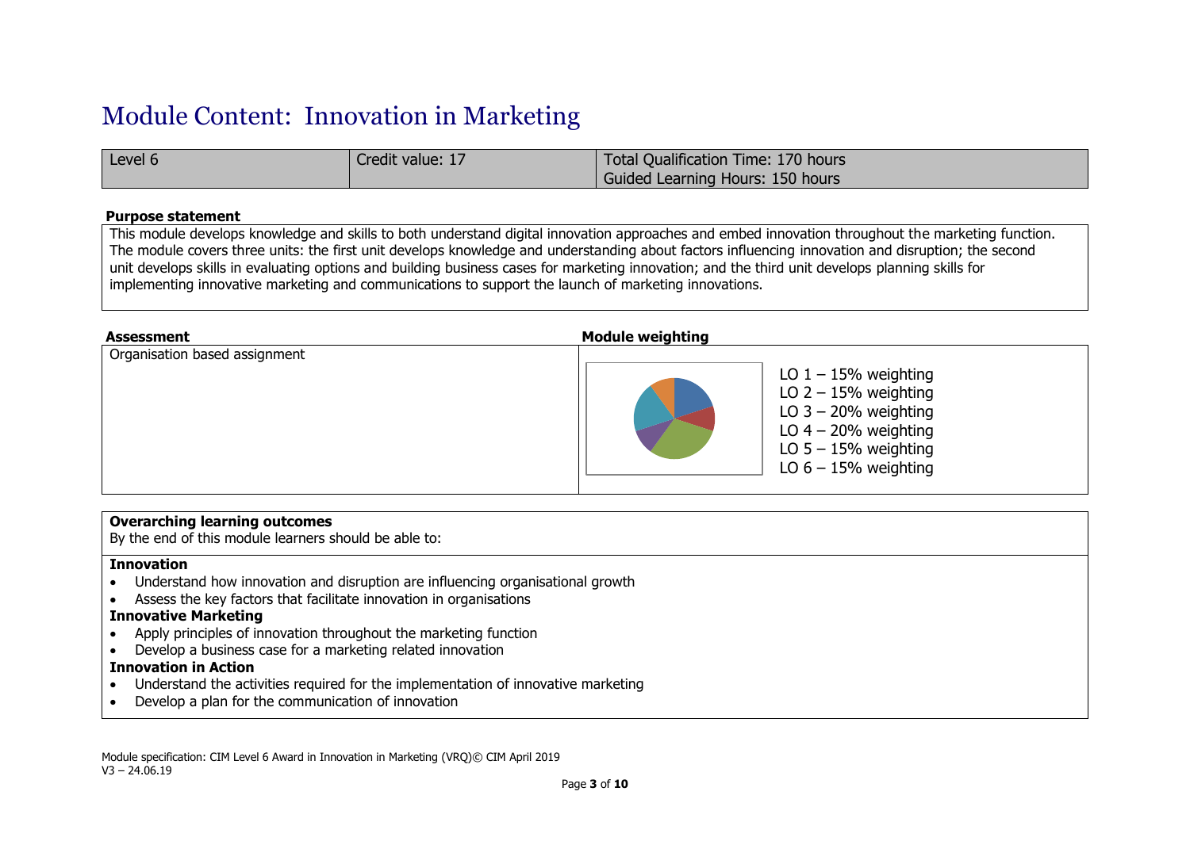# Module Content: Innovation in Marketing

| Level 6 | Credit value: 17 | Total Qualification Time: 170 hours<br>Guided Learning Hours: 150 hours |
|---|---|---|

**Purpose statement**

This module develops knowledge and skills to both understand digital innovation approaches and embed innovation throughout the marketing function. The module covers three units: the first unit develops knowledge and understanding about factors influencing innovation and disruption; the second unit develops skills in evaluating options and building business cases for marketing innovation; and the third unit develops planning skills for implementing innovative marketing and communications to support the launch of marketing innovations.

| Assessment | Module weighting |
|---|---|
| Organisation based assignment | LO 1 – 15% weighting<br>LO 2 – 15% weighting<br>LO 3 – 20% weighting<br>LO 4 – 20% weighting<br>LO 5 – 15% weighting<br>LO 6 – 15% weighting |

**Overarching learning outcomes**

By the end of this module learners should be able to:

**Innovation**

- Understand how innovation and disruption are influencing organisational growth
- Assess the key factors that facilitate innovation in organisations

**Innovative Marketing**

- Apply principles of innovation throughout the marketing function
- Develop a business case for a marketing related innovation

**Innovation in Action**

- Understand the activities required for the implementation of innovative marketing
- Develop a plan for the communication of innovation

Module specification: CIM Level 6 Award in Innovation in Marketing (VRQ)© CIM April 2019
V3 – 24.06.19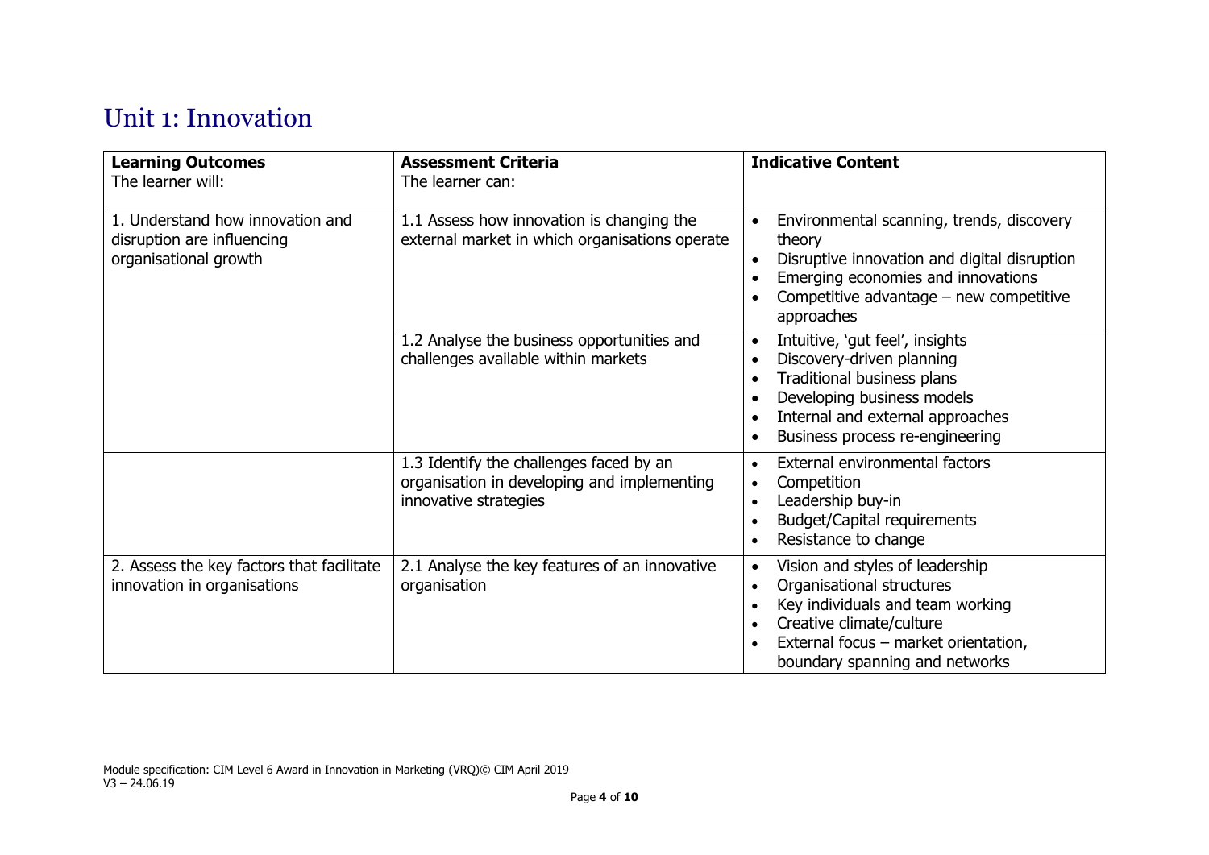# Unit 1: Innovation

| **Learning Outcomes**<br>The learner will: | **Assessment Criteria**<br>The learner can: | **Indicative Content** |
|---|---|---|
| 1. Understand how innovation and disruption are influencing organisational growth | 1.1 Assess how innovation is changing the external market in which organisations operate | • Environmental scanning, trends, discovery theory<br>• Disruptive innovation and digital disruption<br>• Emerging economies and innovations<br>• Competitive advantage – new competitive approaches |
| | 1.2 Analyse the business opportunities and challenges available within markets | • Intuitive, 'gut feel', insights<br>• Discovery-driven planning<br>• Traditional business plans<br>• Developing business models<br>• Internal and external approaches<br>• Business process re-engineering |
| | 1.3 Identify the challenges faced by an organisation in developing and implementing innovative strategies | • External environmental factors<br>• Competition<br>• Leadership buy-in<br>• Budget/Capital requirements<br>• Resistance to change |
| 2. Assess the key factors that facilitate innovation in organisations | 2.1 Analyse the key features of an innovative organisation | • Vision and styles of leadership<br>• Organisational structures<br>• Key individuals and team working<br>• Creative climate/culture<br>• External focus – market orientation, boundary spanning and networks |

Module specification: CIM Level 6 Award in Innovation in Marketing (VRQ)© CIM April 2019
V3 – 24.06.19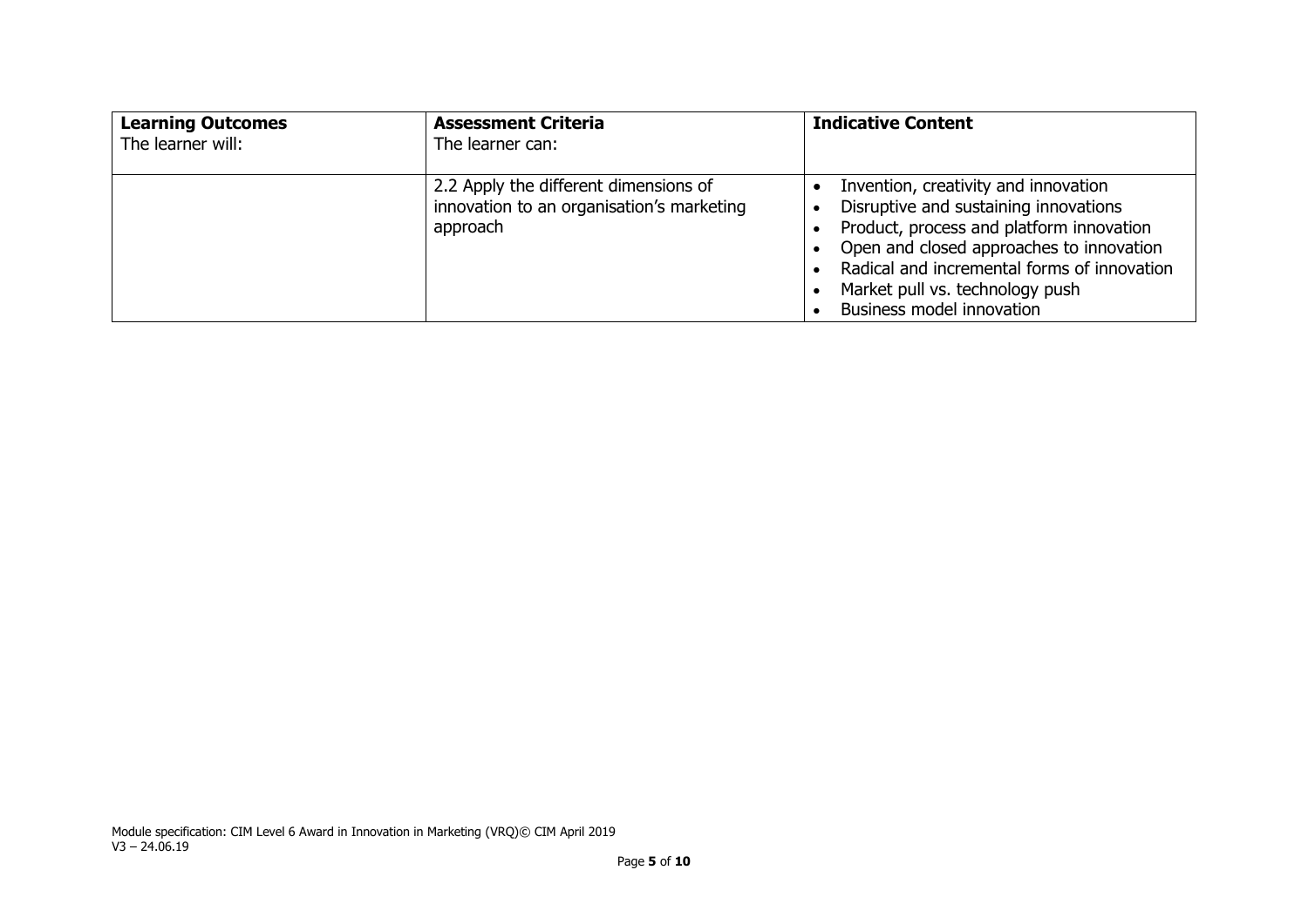| **Learning Outcomes**<br>The learner will: | **Assessment Criteria**<br>The learner can: | **Indicative Content** |
|---|---|---|
| | 2.2 Apply the different dimensions of innovation to an organisation's marketing approach | • Invention, creativity and innovation<br>• Disruptive and sustaining innovations<br>• Product, process and platform innovation<br>• Open and closed approaches to innovation<br>• Radical and incremental forms of innovation<br>• Market pull vs. technology push<br>• Business model innovation |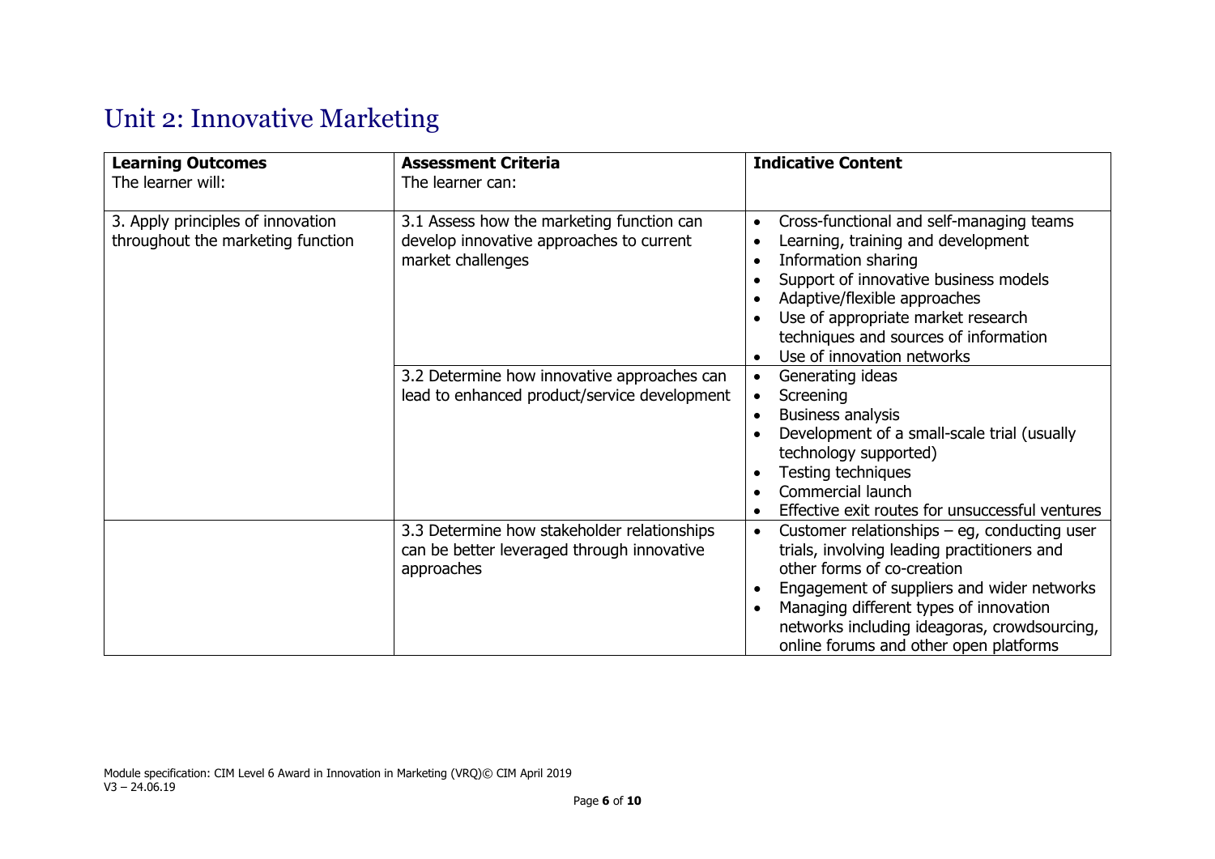# Unit 2: Innovative Marketing

| **Learning Outcomes**<br>The learner will: | **Assessment Criteria**<br>The learner can: | **Indicative Content** |
|---|---|---|
| 3. Apply principles of innovation throughout the marketing function | 3.1 Assess how the marketing function can develop innovative approaches to current market challenges | • Cross-functional and self-managing teams<br>• Learning, training and development<br>• Information sharing<br>• Support of innovative business models<br>• Adaptive/flexible approaches<br>• Use of appropriate market research techniques and sources of information<br>• Use of innovation networks |
| | 3.2 Determine how innovative approaches can lead to enhanced product/service development | • Generating ideas<br>• Screening<br>• Business analysis<br>• Development of a small-scale trial (usually technology supported)<br>• Testing techniques<br>• Commercial launch<br>• Effective exit routes for unsuccessful ventures |
| | 3.3 Determine how stakeholder relationships can be better leveraged through innovative approaches | • Customer relationships – eg, conducting user trials, involving leading practitioners and other forms of co-creation<br>• Engagement of suppliers and wider networks<br>• Managing different types of innovation networks including ideagoras, crowdsourcing, online forums and other open platforms |

Module specification: CIM Level 6 Award in Innovation in Marketing (VRQ)© CIM April 2019
V3 – 24.06.19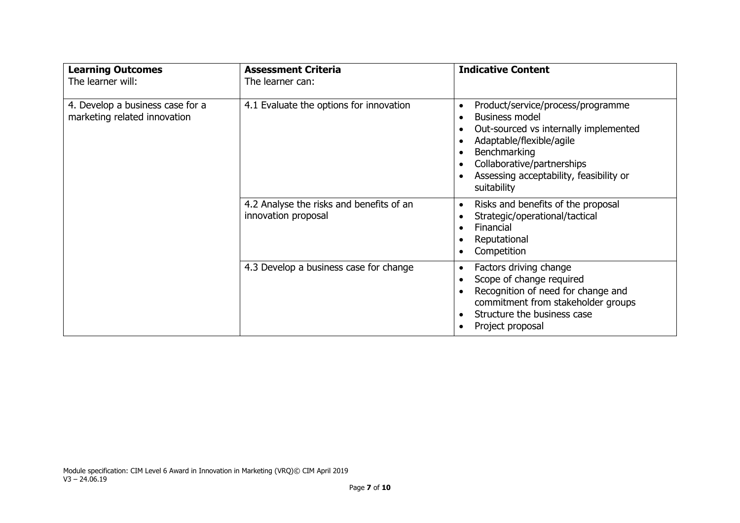| **Learning Outcomes**<br>The learner will: | **Assessment Criteria**<br>The learner can: | **Indicative Content** |
|---|---|---|
| 4. Develop a business case for a marketing related innovation | 4.1 Evaluate the options for innovation | • Product/service/process/programme<br>• Business model<br>• Out-sourced vs internally implemented<br>• Adaptable/flexible/agile<br>• Benchmarking<br>• Collaborative/partnerships<br>• Assessing acceptability, feasibility or suitability |
| | 4.2 Analyse the risks and benefits of an innovation proposal | • Risks and benefits of the proposal<br>• Strategic/operational/tactical<br>• Financial<br>• Reputational<br>• Competition |
| | 4.3 Develop a business case for change | • Factors driving change<br>• Scope of change required<br>• Recognition of need for change and commitment from stakeholder groups<br>• Structure the business case<br>• Project proposal |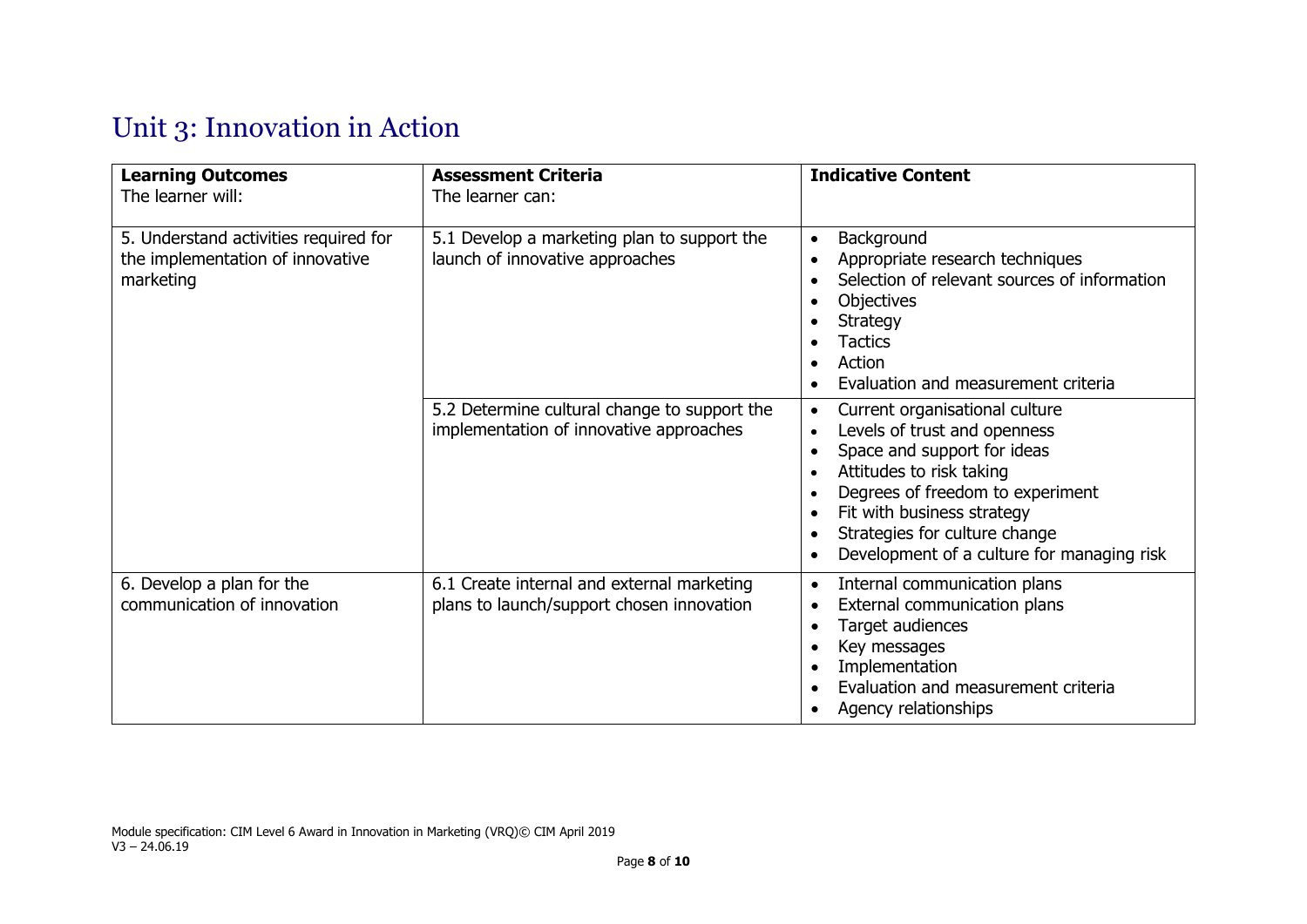# Unit 3: Innovation in Action

| **Learning Outcomes**<br>The learner will: | **Assessment Criteria**<br>The learner can: | **Indicative Content** |
|---|---|---|
| 5. Understand activities required for the implementation of innovative marketing | 5.1 Develop a marketing plan to support the launch of innovative approaches | • Background<br>• Appropriate research techniques<br>• Selection of relevant sources of information<br>• Objectives<br>• Strategy<br>• Tactics<br>• Action<br>• Evaluation and measurement criteria |
| | 5.2 Determine cultural change to support the implementation of innovative approaches | • Current organisational culture<br>• Levels of trust and openness<br>• Space and support for ideas<br>• Attitudes to risk taking<br>• Degrees of freedom to experiment<br>• Fit with business strategy<br>• Strategies for culture change<br>• Development of a culture for managing risk |
| 6. Develop a plan for the communication of innovation | 6.1 Create internal and external marketing plans to launch/support chosen innovation | • Internal communication plans<br>• External communication plans<br>• Target audiences<br>• Key messages<br>• Implementation<br>• Evaluation and measurement criteria<br>• Agency relationships |

Module specification: CIM Level 6 Award in Innovation in Marketing (VRQ)© CIM April 2019
V3 – 24.06.19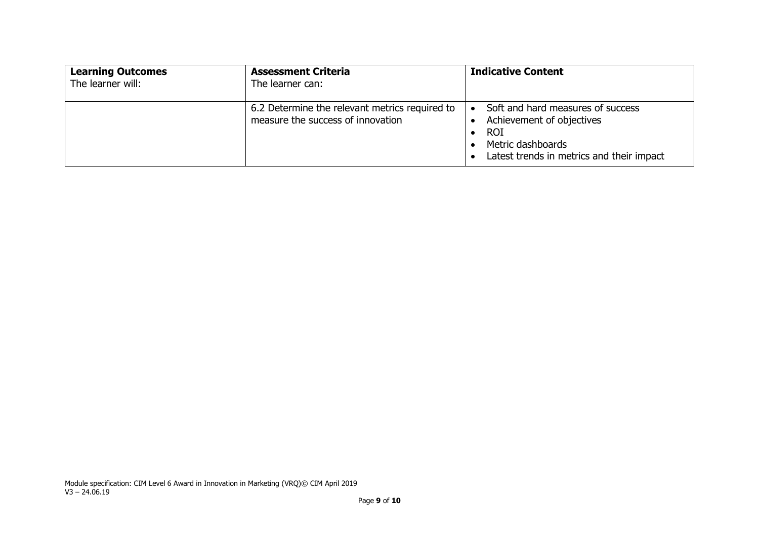| **Learning Outcomes**<br>The learner will: | **Assessment Criteria**<br>The learner can: | **Indicative Content** |
|---|---|---|
| | 6.2 Determine the relevant metrics required to measure the success of innovation | • Soft and hard measures of success<br>• Achievement of objectives<br>• ROI<br>• Metric dashboards<br>• Latest trends in metrics and their impact |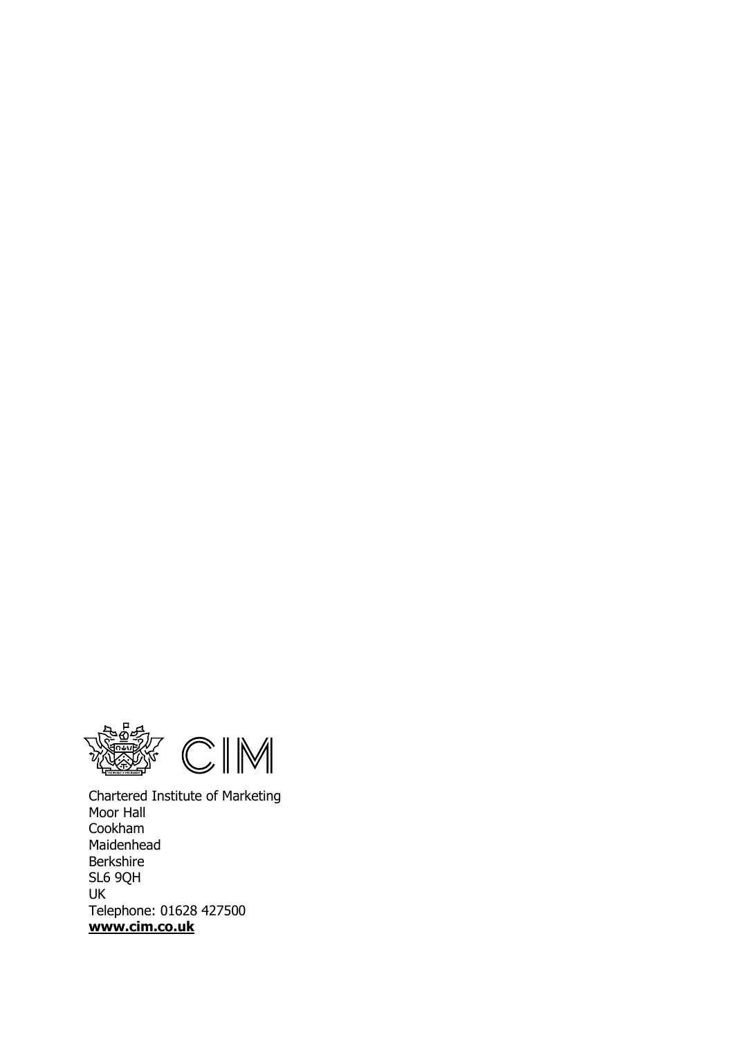CIM

Chartered Institute of Marketing
Moor Hall
Cookham
Maidenhead
Berkshire
SL6 9QH
UK
Telephone: 01628 427500
**www.cim.co.uk**